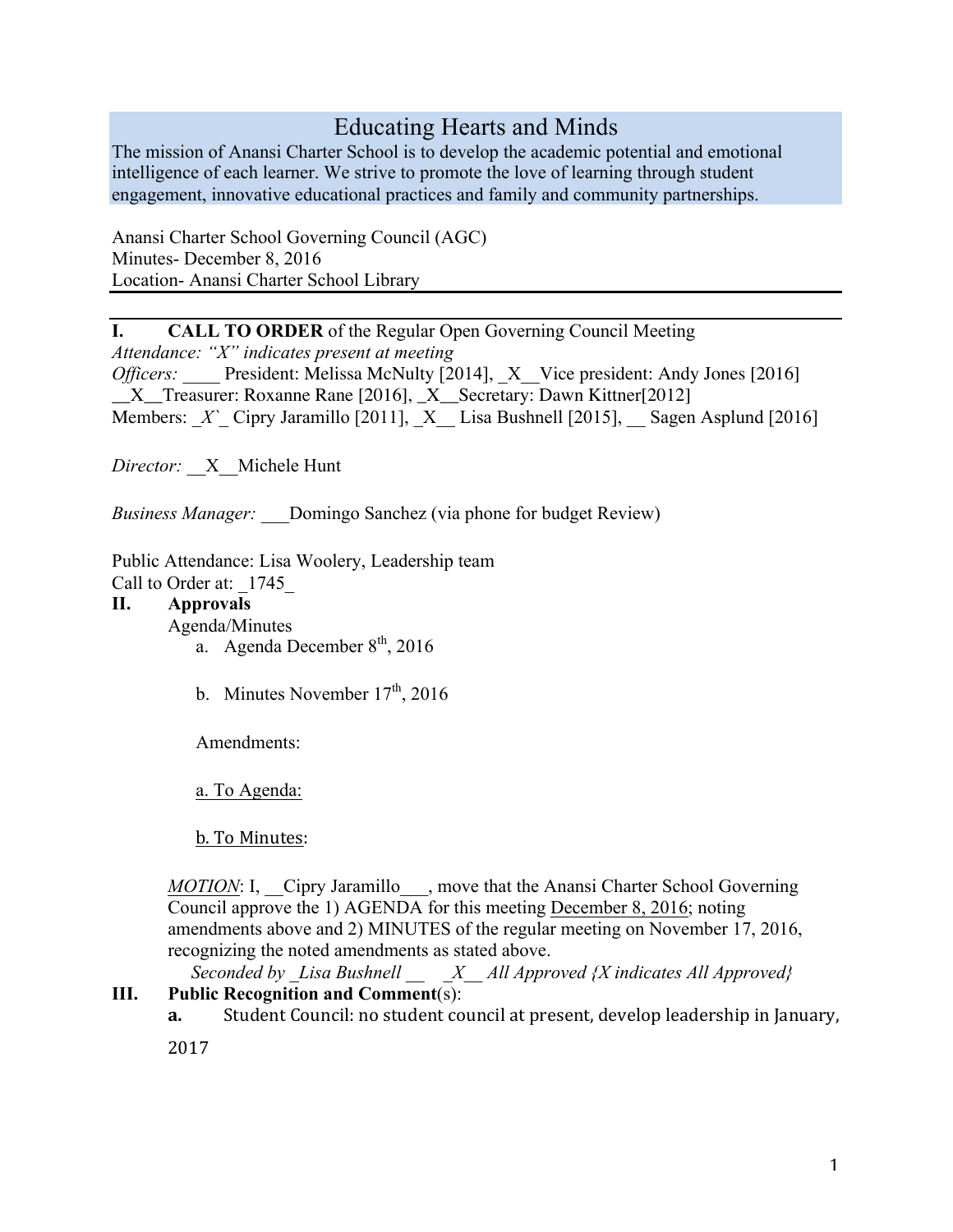# Educating Hearts and Minds

The mission of Anansi Charter School is to develop the academic potential and emotional intelligence of each learner. We strive to promote the love of learning through student engagement, innovative educational practices and family and community partnerships.

Anansi Charter School Governing Council (AGC)
Minutes- December 8, 2016
Location- Anansi Charter School Library

---

**I. CALL TO ORDER** of the Regular Open Governing Council Meeting

*Attendance: "X" indicates present at meeting*

*Officers:* ____ President: Melissa McNulty [2014], _X__Vice president: Andy Jones [2016] __X__Treasurer: Roxanne Rane [2016], _X__Secretary: Dawn Kittner[2012]
Members: _X`_ Cipry Jaramillo [2011], _X__ Lisa Bushnell [2015], __ Sagen Asplund [2016]

*Director:* __X__Michele Hunt

*Business Manager:* ___Domingo Sanchez (via phone for budget Review)

Public Attendance: Lisa Woolery, Leadership team
Call to Order at: _1745_

**II. Approvals**

Agenda/Minutes

a. Agenda December 8th, 2016

b. Minutes November 17th, 2016

Amendments:

a. To Agenda:

b. To Minutes:

*MOTION*: I, __Cipry Jaramillo___, move that the Anansi Charter School Governing Council approve the 1) AGENDA for this meeting December 8, 2016; noting amendments above and 2) MINUTES of the regular meeting on November 17, 2016, recognizing the noted amendments as stated above.

*Seconded by _Lisa Bushnell __ _X__ All Approved {X indicates All Approved}*

**III. Public Recognition and Comment**(s):

**a.** Student Council: no student council at present, develop leadership in January, 2017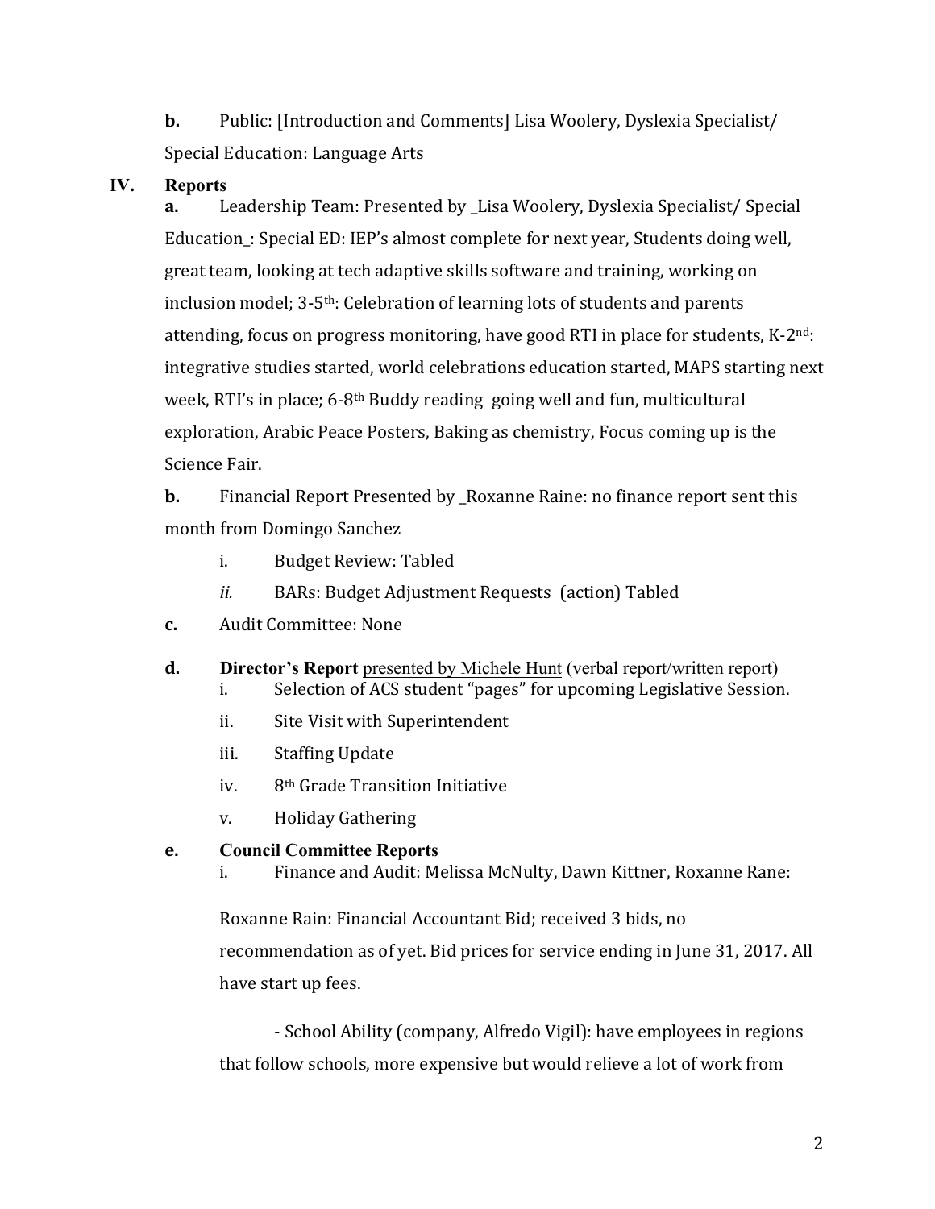**b.** Public: [Introduction and Comments] Lisa Woolery, Dyslexia Specialist/ Special Education: Language Arts

## IV. Reports

**a.** Leadership Team: Presented by _Lisa Woolery, Dyslexia Specialist/ Special Education_: Special ED: IEP's almost complete for next year, Students doing well, great team, looking at tech adaptive skills software and training, working on inclusion model; 3-5th: Celebration of learning lots of students and parents attending, focus on progress monitoring, have good RTI in place for students, K-2nd: integrative studies started, world celebrations education started, MAPS starting next week, RTI's in place; 6-8th Buddy reading going well and fun, multicultural exploration, Arabic Peace Posters, Baking as chemistry, Focus coming up is the Science Fair.

**b.** Financial Report Presented by _Roxanne Raine: no finance report sent this month from Domingo Sanchez

- i. Budget Review: Tabled
- *ii.* BARs: Budget Adjustment Requests (action) Tabled

**c.** Audit Committee: None

**d.** **Director's Report** presented by Michele Hunt (verbal report/written report)

- i. Selection of ACS student "pages" for upcoming Legislative Session.
- ii. Site Visit with Superintendent
- iii. Staffing Update
- iv. 8th Grade Transition Initiative
- v. Holiday Gathering

**e.** **Council Committee Reports**

- i. Finance and Audit: Melissa McNulty, Dawn Kittner, Roxanne Rane:

Roxanne Rain: Financial Accountant Bid; received 3 bids, no recommendation as of yet. Bid prices for service ending in June 31, 2017. All have start up fees.

- School Ability (company, Alfredo Vigil): have employees in regions that follow schools, more expensive but would relieve a lot of work from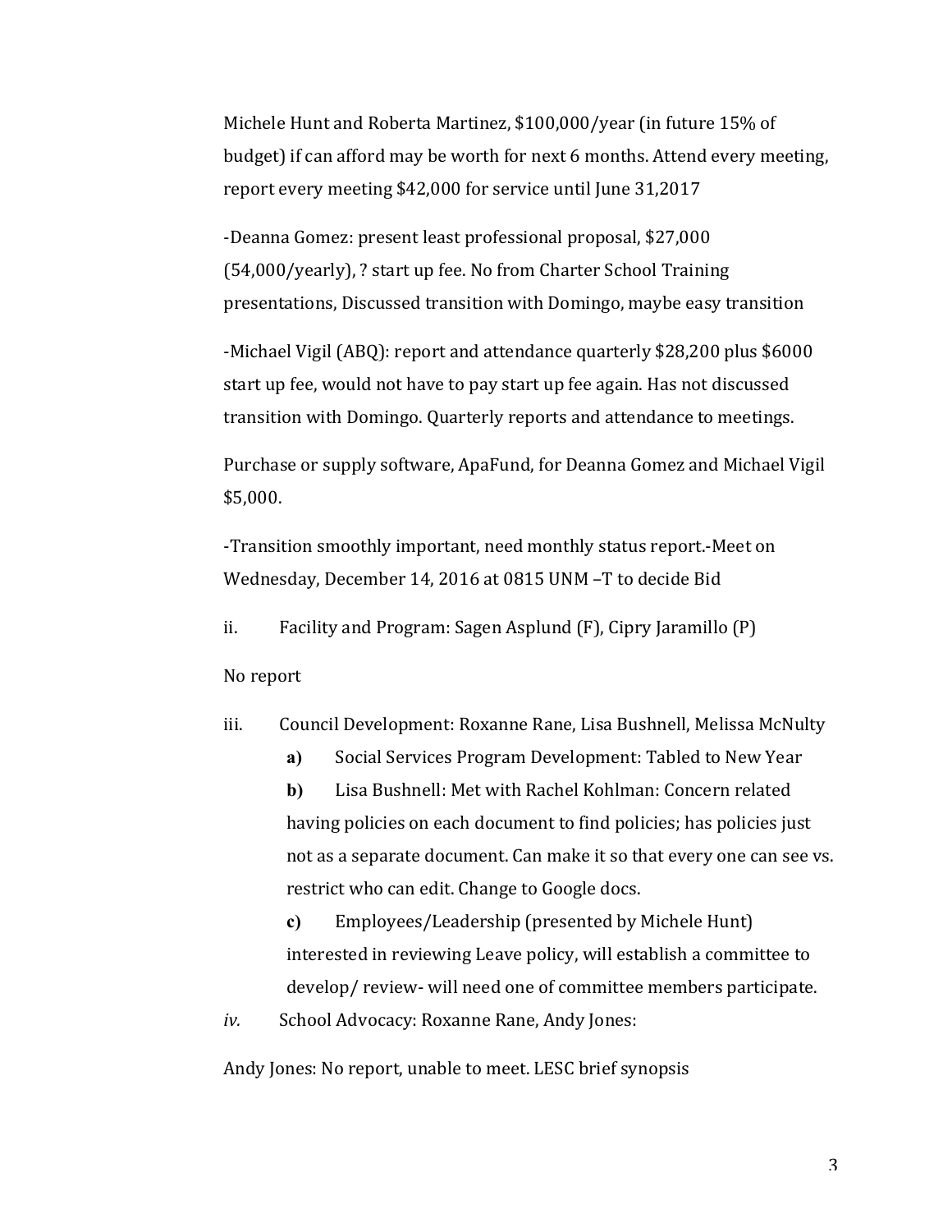Michele Hunt and Roberta Martinez, $100,000/year (in future 15% of budget) if can afford may be worth for next 6 months. Attend every meeting, report every meeting $42,000 for service until June 31,2017

-Deanna Gomez: present least professional proposal, $27,000 (54,000/yearly), ? start up fee. No from Charter School Training presentations, Discussed transition with Domingo, maybe easy transition

-Michael Vigil (ABQ): report and attendance quarterly $28,200 plus $6000 start up fee, would not have to pay start up fee again. Has not discussed transition with Domingo. Quarterly reports and attendance to meetings.

Purchase or supply software, ApaFund, for Deanna Gomez and Michael Vigil $5,000.

-Transition smoothly important, need monthly status report.-Meet on Wednesday, December 14, 2016 at 0815 UNM –T to decide Bid

ii. Facility and Program: Sagen Asplund (F), Cipry Jaramillo (P)

No report

iii. Council Development: Roxanne Rane, Lisa Bushnell, Melissa McNulty

  **a)** Social Services Program Development: Tabled to New Year

  **b)** Lisa Bushnell: Met with Rachel Kohlman: Concern related having policies on each document to find policies; has policies just not as a separate document. Can make it so that every one can see vs. restrict who can edit. Change to Google docs.

  **c)** Employees/Leadership (presented by Michele Hunt) interested in reviewing Leave policy, will establish a committee to develop/ review- will need one of committee members participate.

*iv.* School Advocacy: Roxanne Rane, Andy Jones:

Andy Jones: No report, unable to meet. LESC brief synopsis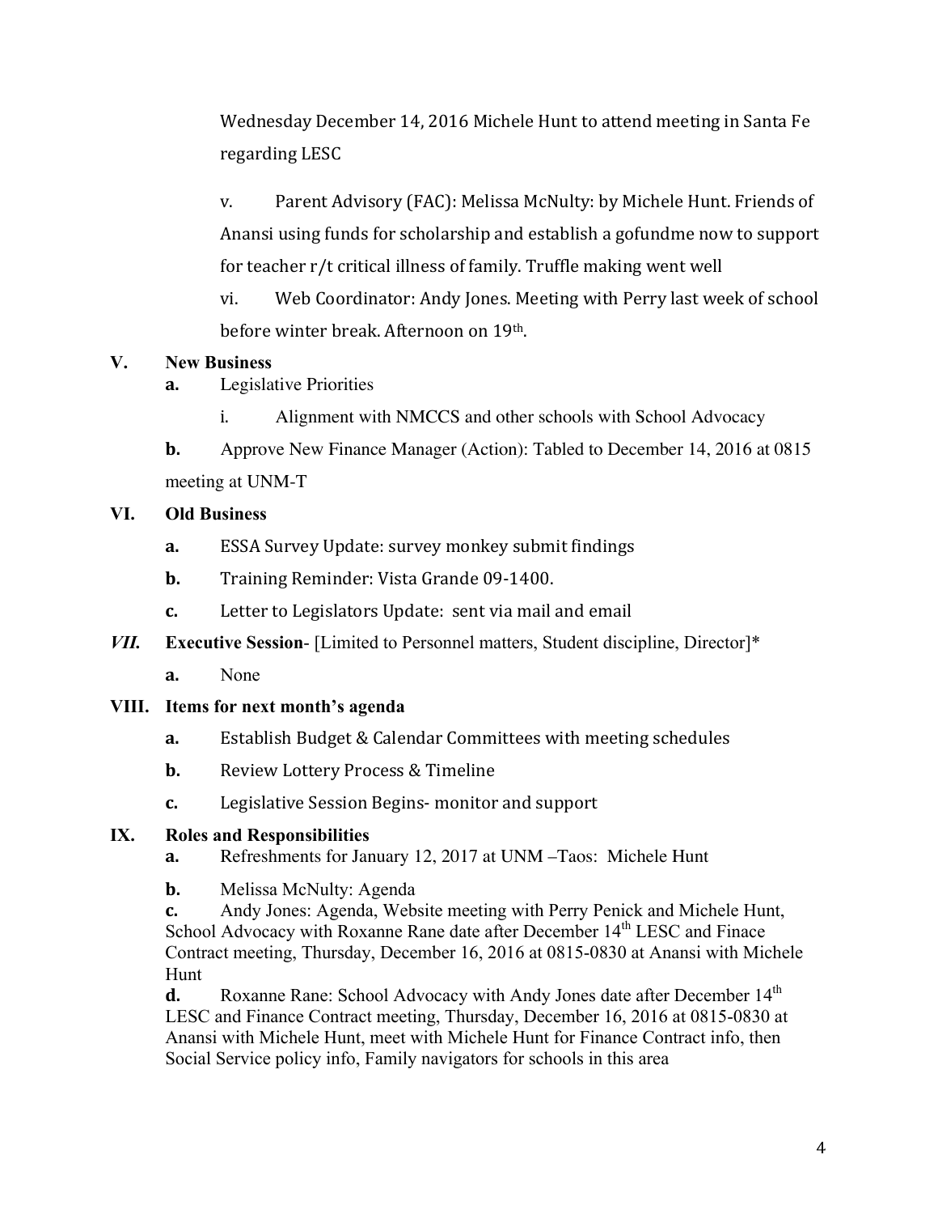Wednesday December 14, 2016 Michele Hunt to attend meeting in Santa Fe regarding LESC

v. Parent Advisory (FAC): Melissa McNulty: by Michele Hunt. Friends of Anansi using funds for scholarship and establish a gofundme now to support for teacher r/t critical illness of family. Truffle making went well

vi. Web Coordinator: Andy Jones. Meeting with Perry last week of school before winter break. Afternoon on 19th.

**V. New Business**

**a.** Legislative Priorities

i. Alignment with NMCCS and other schools with School Advocacy

**b.** Approve New Finance Manager (Action): Tabled to December 14, 2016 at 0815 meeting at UNM-T

**VI. Old Business**

**a.** ESSA Survey Update: survey monkey submit findings

**b.** Training Reminder: Vista Grande 09-1400.

**c.** Letter to Legislators Update: sent via mail and email

***VII.*** **Executive Session**- [Limited to Personnel matters, Student discipline, Director]*

**a.** None

**VIII. Items for next month's agenda**

**a.** Establish Budget & Calendar Committees with meeting schedules

**b.** Review Lottery Process & Timeline

**c.** Legislative Session Begins- monitor and support

**IX. Roles and Responsibilities**

**a.** Refreshments for January 12, 2017 at UNM –Taos: Michele Hunt

**b.** Melissa McNulty: Agenda

**c.** Andy Jones: Agenda, Website meeting with Perry Penick and Michele Hunt, School Advocacy with Roxanne Rane date after December 14th LESC and Finace Contract meeting, Thursday, December 16, 2016 at 0815-0830 at Anansi with Michele Hunt

**d.** Roxanne Rane: School Advocacy with Andy Jones date after December 14th LESC and Finance Contract meeting, Thursday, December 16, 2016 at 0815-0830 at Anansi with Michele Hunt, meet with Michele Hunt for Finance Contract info, then Social Service policy info, Family navigators for schools in this area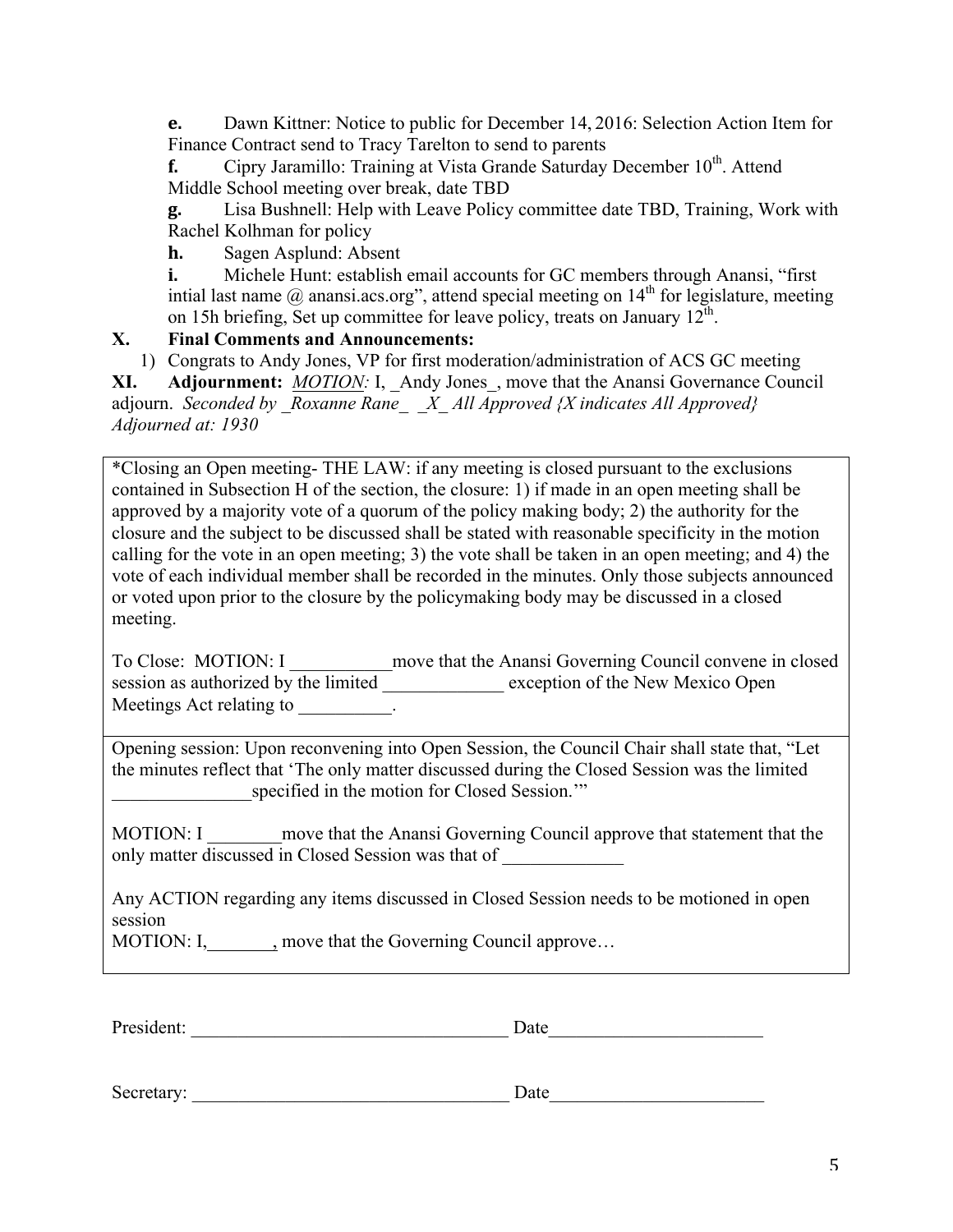**e.** Dawn Kittner: Notice to public for December 14, 2016: Selection Action Item for Finance Contract send to Tracy Tarelton to send to parents

**f.** Cipry Jaramillo: Training at Vista Grande Saturday December 10th. Attend Middle School meeting over break, date TBD

**g.** Lisa Bushnell: Help with Leave Policy committee date TBD, Training, Work with Rachel Kolhman for policy

**h.** Sagen Asplund: Absent

**i.** Michele Hunt: establish email accounts for GC members through Anansi, "first intial last name @ anansi.acs.org", attend special meeting on 14th for legislature, meeting on 15h briefing, Set up committee for leave policy, treats on January 12th.

**X. Final Comments and Announcements:**

1) Congrats to Andy Jones, VP for first moderation/administration of ACS GC meeting

**XI. Adjournment:** *MOTION:* I, _Andy Jones_, move that the Anansi Governance Council adjourn. *Seconded by _Roxanne Rane_ _X_ All Approved {X indicates All Approved} Adjourned at: 1930*

---

*Closing an Open meeting- THE LAW: if any meeting is closed pursuant to the exclusions contained in Subsection H of the section, the closure: 1) if made in an open meeting shall be approved by a majority vote of a quorum of the policy making body; 2) the authority for the closure and the subject to be discussed shall be stated with reasonable specificity in the motion calling for the vote in an open meeting; 3) the vote shall be taken in an open meeting; and 4) the vote of each individual member shall be recorded in the minutes. Only those subjects announced or voted upon prior to the closure by the policymaking body may be discussed in a closed meeting.

To Close: MOTION: I ___________move that the Anansi Governing Council convene in closed session as authorized by the limited _____________ exception of the New Mexico Open Meetings Act relating to __________.

---

Opening session: Upon reconvening into Open Session, the Council Chair shall state that, "Let the minutes reflect that 'The only matter discussed during the Closed Session was the limited _______________specified in the motion for Closed Session.'"

MOTION: I ________move that the Anansi Governing Council approve that statement that the only matter discussed in Closed Session was that of _____________

Any ACTION regarding any items discussed in Closed Session needs to be motioned in open session

MOTION: I,_______, move that the Governing Council approve…

---

President: __________________________________ Date_______________________

Secretary: __________________________________ Date_______________________